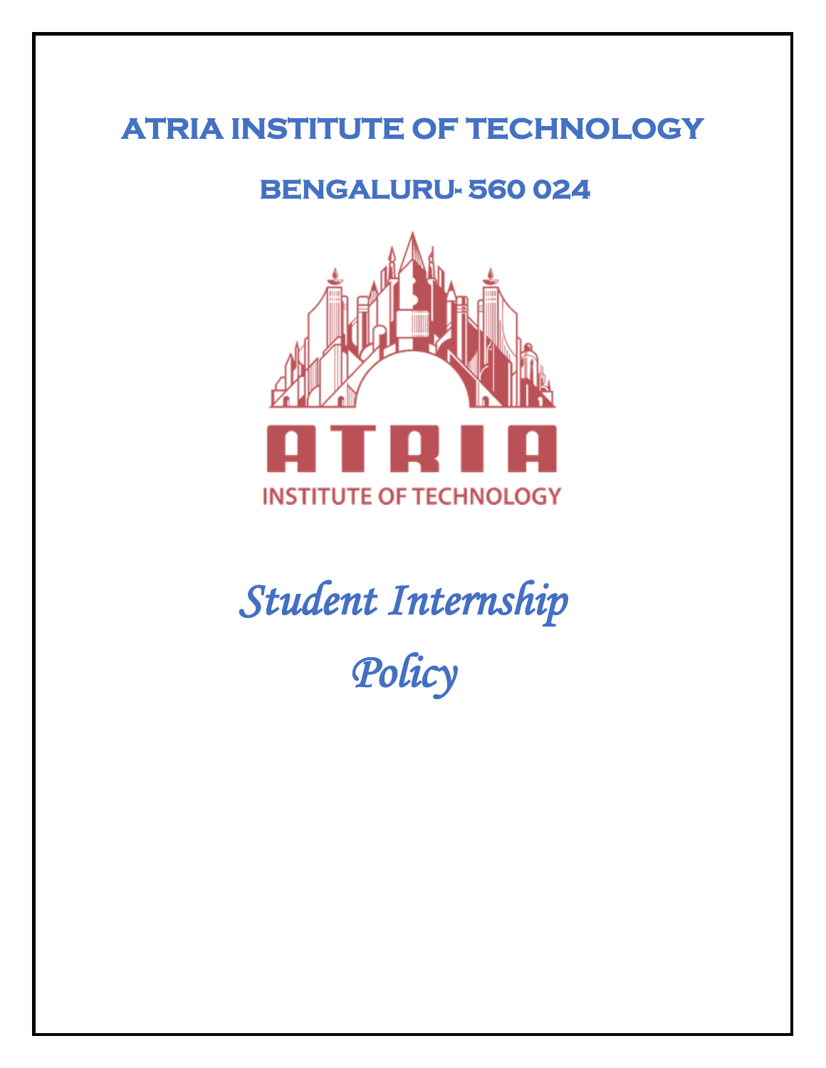# ATRIA INSTITUTE OF TECHNOLOGY

## BENGALURU- 560 024

ATRIA

INSTITUTE OF TECHNOLOGY

# *Student Internship Policy*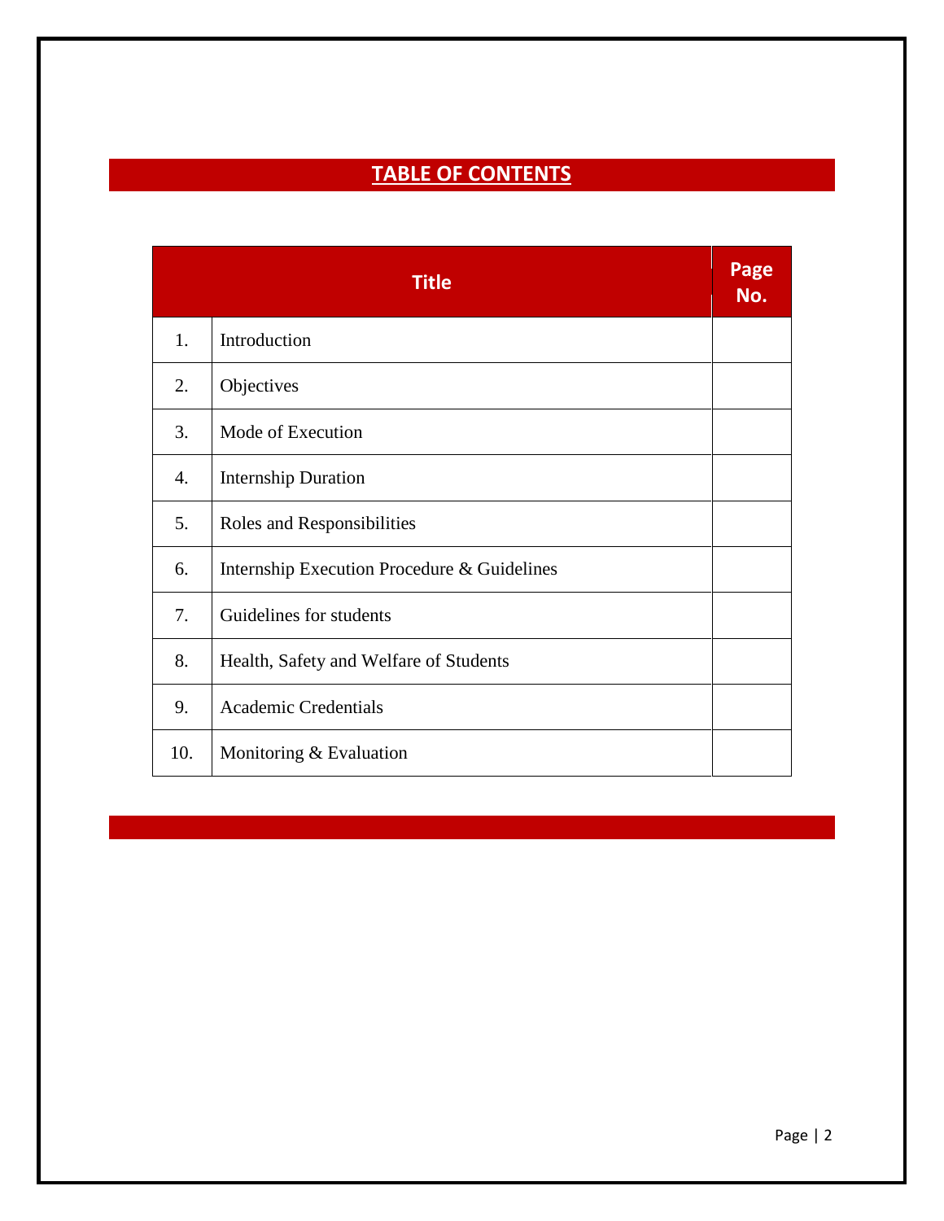# TABLE OF CONTENTS

| Title | | Page No. |
|---|---|---|
| 1. | Introduction | |
| 2. | Objectives | |
| 3. | Mode of Execution | |
| 4. | Internship Duration | |
| 5. | Roles and Responsibilities | |
| 6. | Internship Execution Procedure & Guidelines | |
| 7. | Guidelines for students | |
| 8. | Health, Safety and Welfare of Students | |
| 9. | Academic Credentials | |
| 10. | Monitoring & Evaluation | |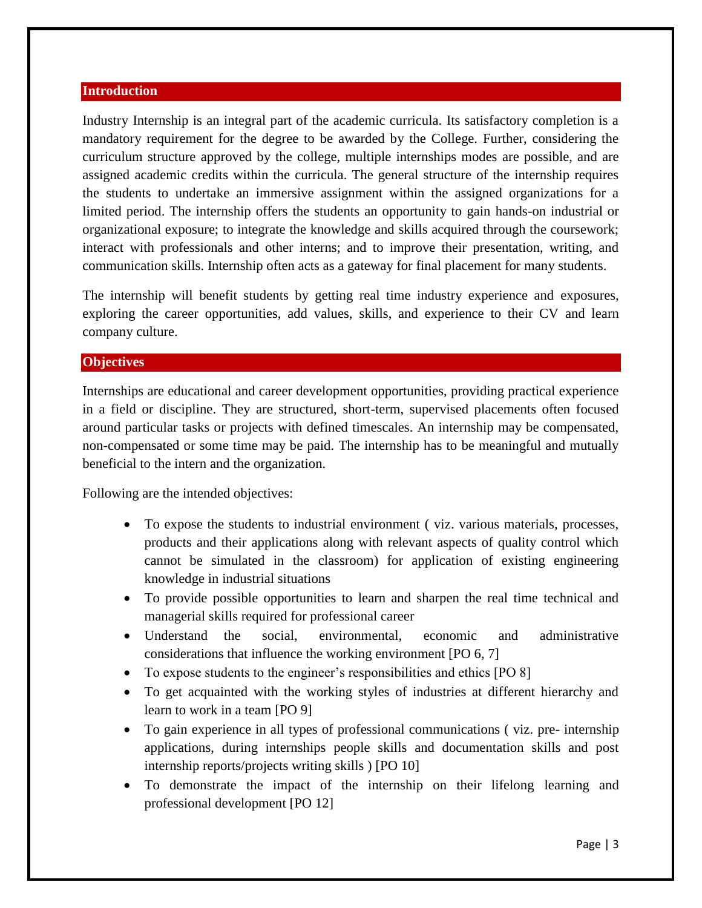## Introduction

Industry Internship is an integral part of the academic curricula. Its satisfactory completion is a mandatory requirement for the degree to be awarded by the College. Further, considering the curriculum structure approved by the college, multiple internships modes are possible, and are assigned academic credits within the curricula. The general structure of the internship requires the students to undertake an immersive assignment within the assigned organizations for a limited period. The internship offers the students an opportunity to gain hands-on industrial or organizational exposure; to integrate the knowledge and skills acquired through the coursework; interact with professionals and other interns; and to improve their presentation, writing, and communication skills. Internship often acts as a gateway for final placement for many students.

The internship will benefit students by getting real time industry experience and exposures, exploring the career opportunities, add values, skills, and experience to their CV and learn company culture.

## Objectives

Internships are educational and career development opportunities, providing practical experience in a field or discipline. They are structured, short-term, supervised placements often focused around particular tasks or projects with defined timescales. An internship may be compensated, non-compensated or some time may be paid. The internship has to be meaningful and mutually beneficial to the intern and the organization.

Following are the intended objectives:

- To expose the students to industrial environment ( viz. various materials, processes, products and their applications along with relevant aspects of quality control which cannot be simulated in the classroom) for application of existing engineering knowledge in industrial situations
- To provide possible opportunities to learn and sharpen the real time technical and managerial skills required for professional career
- Understand the social, environmental, economic and administrative considerations that influence the working environment [PO 6, 7]
- To expose students to the engineer's responsibilities and ethics [PO 8]
- To get acquainted with the working styles of industries at different hierarchy and learn to work in a team [PO 9]
- To gain experience in all types of professional communications ( viz. pre- internship applications, during internships people skills and documentation skills and post internship reports/projects writing skills ) [PO 10]
- To demonstrate the impact of the internship on their lifelong learning and professional development [PO 12]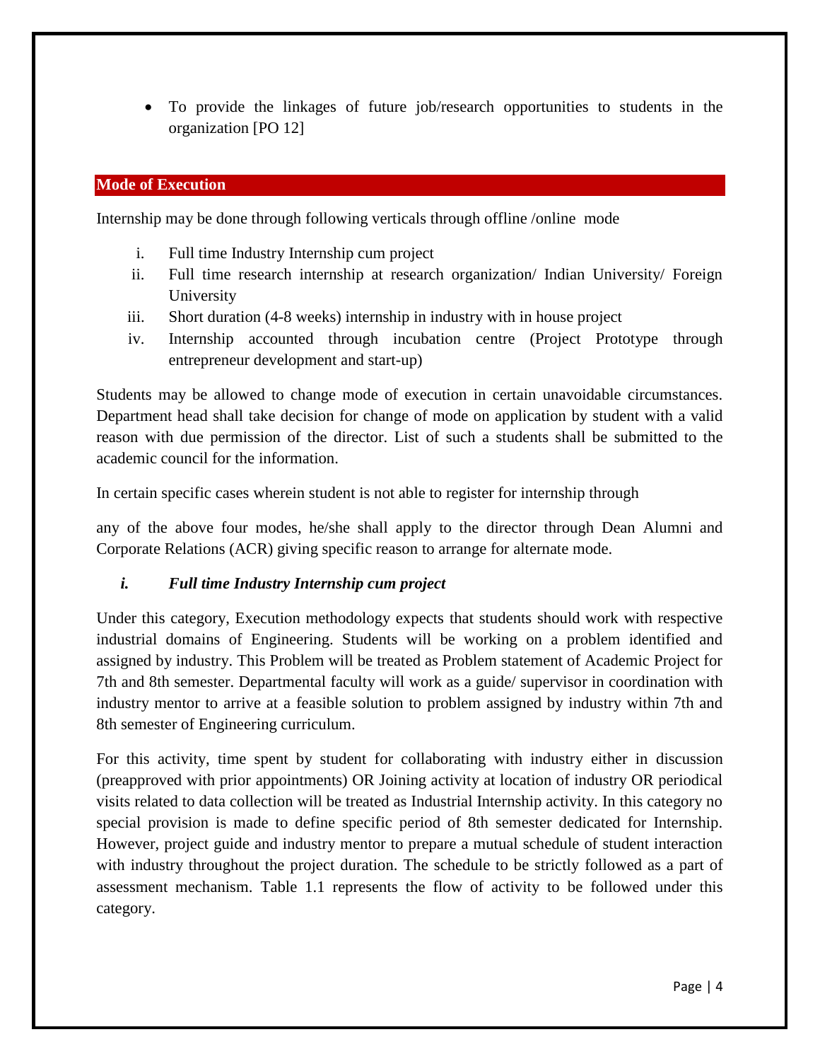- To provide the linkages of future job/research opportunities to students in the organization [PO 12]

## Mode of Execution

Internship may be done through following verticals through offline /online mode

i. Full time Industry Internship cum project
ii. Full time research internship at research organization/ Indian University/ Foreign University
iii. Short duration (4-8 weeks) internship in industry with in house project
iv. Internship accounted through incubation centre (Project Prototype through entrepreneur development and start-up)

Students may be allowed to change mode of execution in certain unavoidable circumstances. Department head shall take decision for change of mode on application by student with a valid reason with due permission of the director. List of such a students shall be submitted to the academic council for the information.

In certain specific cases wherein student is not able to register for internship through

any of the above four modes, he/she shall apply to the director through Dean Alumni and Corporate Relations (ACR) giving specific reason to arrange for alternate mode.

### *i. Full time Industry Internship cum project*

Under this category, Execution methodology expects that students should work with respective industrial domains of Engineering. Students will be working on a problem identified and assigned by industry. This Problem will be treated as Problem statement of Academic Project for 7th and 8th semester. Departmental faculty will work as a guide/ supervisor in coordination with industry mentor to arrive at a feasible solution to problem assigned by industry within 7th and 8th semester of Engineering curriculum.

For this activity, time spent by student for collaborating with industry either in discussion (preapproved with prior appointments) OR Joining activity at location of industry OR periodical visits related to data collection will be treated as Industrial Internship activity. In this category no special provision is made to define specific period of 8th semester dedicated for Internship. However, project guide and industry mentor to prepare a mutual schedule of student interaction with industry throughout the project duration. The schedule to be strictly followed as a part of assessment mechanism. Table 1.1 represents the flow of activity to be followed under this category.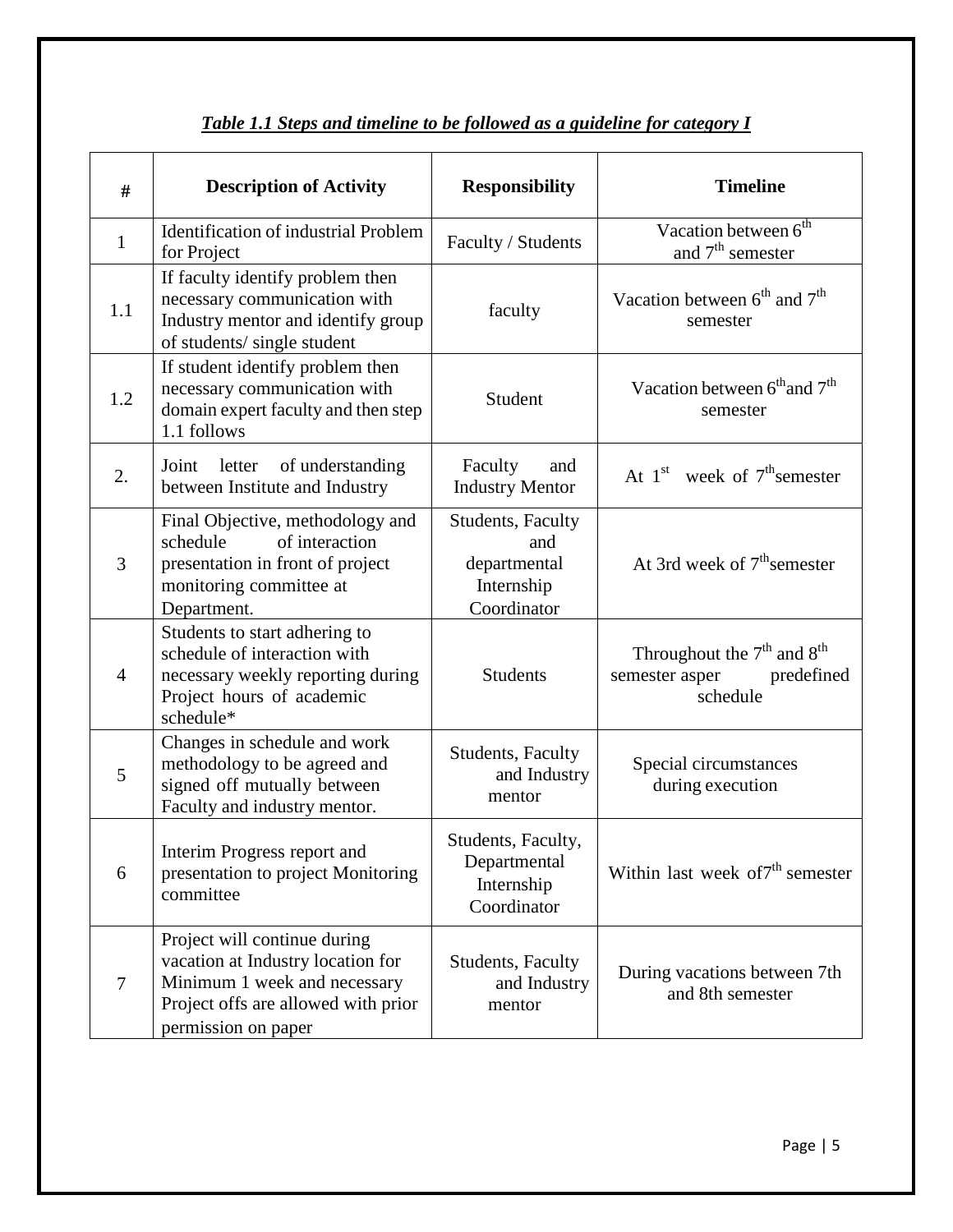***Table 1.1 Steps and timeline to be followed as a guideline for category I***

| # | Description of Activity | Responsibility | Timeline |
|---|---|---|---|
| 1 | Identification of industrial Problem for Project | Faculty / Students | Vacation between 6th and 7th semester |
| 1.1 | If faculty identify problem then necessary communication with Industry mentor and identify group of students/ single student | faculty | Vacation between 6th and 7th semester |
| 1.2 | If student identify problem then necessary communication with domain expert faculty and then step 1.1 follows | Student | Vacation between 6th and 7th semester |
| 2. | Joint letter of understanding between Institute and Industry | Faculty and Industry Mentor | At 1st week of 7th semester |
| 3 | Final Objective, methodology and schedule of interaction presentation in front of project monitoring committee at Department. | Students, Faculty and departmental Internship Coordinator | At 3rd week of 7th semester |
| 4 | Students to start adhering to schedule of interaction with necessary weekly reporting during Project hours of academic schedule* | Students | Throughout the 7th and 8th semester asper predefined schedule |
| 5 | Changes in schedule and work methodology to be agreed and signed off mutually between Faculty and industry mentor. | Students, Faculty and Industry mentor | Special circumstances during execution |
| 6 | Interim Progress report and presentation to project Monitoring committee | Students, Faculty, Departmental Internship Coordinator | Within last week of 7th semester |
| 7 | Project will continue during vacation at Industry location for Minimum 1 week and necessary Project offs are allowed with prior permission on paper | Students, Faculty and Industry mentor | During vacations between 7th and 8th semester |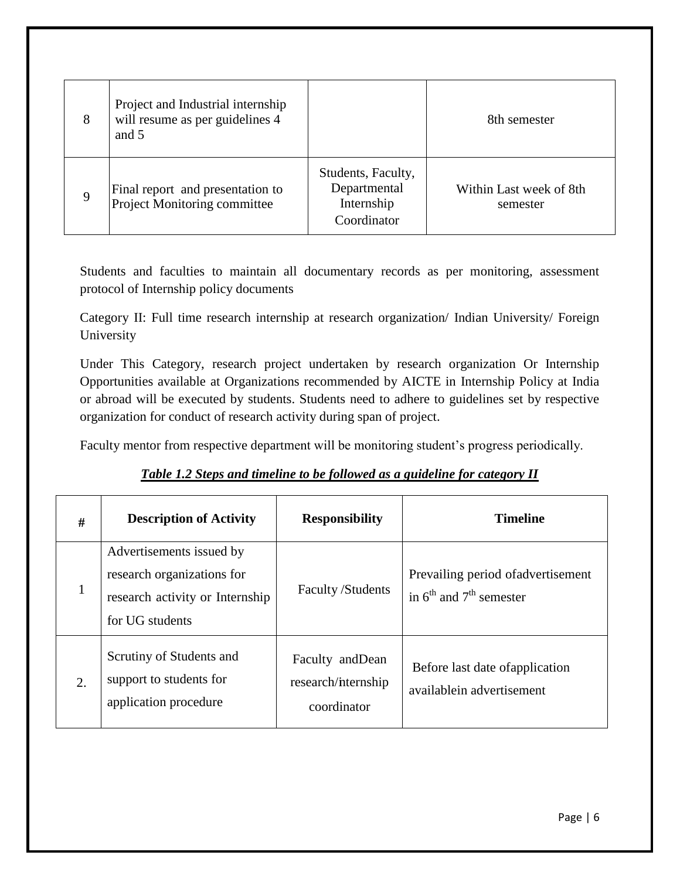| | | | |
|---|---|---|---|
| 8 | Project and Industrial internship will resume as per guidelines 4 and 5 | | 8th semester |
| 9 | Final report and presentation to Project Monitoring committee | Students, Faculty, Departmental Internship Coordinator | Within Last week of 8th semester |

Students and faculties to maintain all documentary records as per monitoring, assessment protocol of Internship policy documents

Category II: Full time research internship at research organization/ Indian University/ Foreign University

Under This Category, research project undertaken by research organization Or Internship Opportunities available at Organizations recommended by AICTE in Internship Policy at India or abroad will be executed by students. Students need to adhere to guidelines set by respective organization for conduct of research activity during span of project.

Faculty mentor from respective department will be monitoring student's progress periodically.

***Table 1.2 Steps and timeline to be followed as a guideline for category II***

| # | Description of Activity | Responsibility | Timeline |
|---|---|---|---|
| 1 | Advertisements issued by research organizations for research activity or Internship for UG students | Faculty /Students | Prevailing period ofadvertisement in 6th and 7th semester |
| 2. | Scrutiny of Students and support to students for application procedure | Faculty andDean research/internship coordinator | Before last date ofapplication availablein advertisement |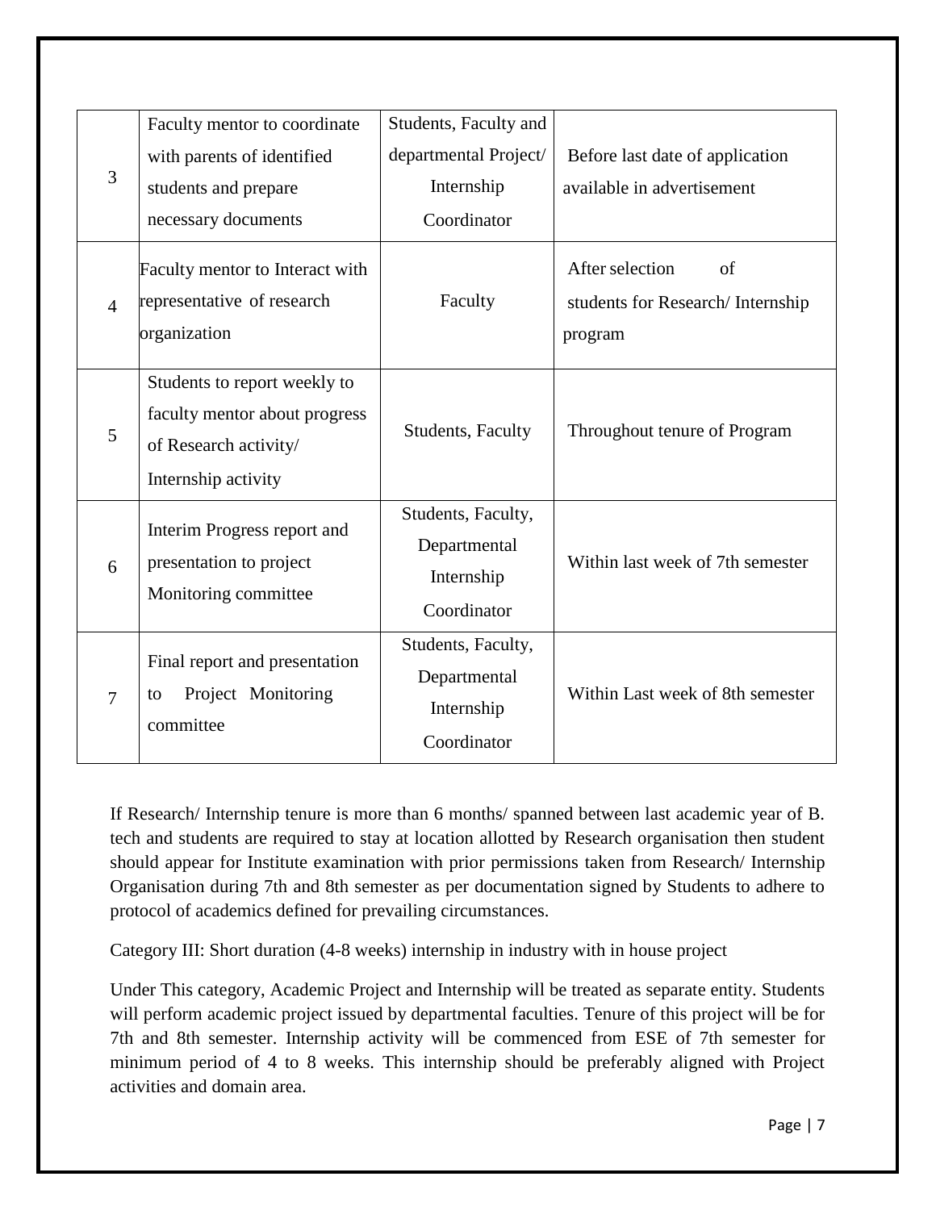| 3 | Faculty mentor to coordinate with parents of identified students and prepare necessary documents | Students, Faculty and departmental Project/ Internship Coordinator | Before last date of application available in advertisement |
|---|---|---|---|
| 4 | Faculty mentor to Interact with representative of research organization | Faculty | After selection of students for Research/ Internship program |
| 5 | Students to report weekly to faculty mentor about progress of Research activity/ Internship activity | Students, Faculty | Throughout tenure of Program |
| 6 | Interim Progress report and presentation to project Monitoring committee | Students, Faculty, Departmental Internship Coordinator | Within last week of 7th semester |
| 7 | Final report and presentation to Project Monitoring committee | Students, Faculty, Departmental Internship Coordinator | Within Last week of 8th semester |

If Research/ Internship tenure is more than 6 months/ spanned between last academic year of B. tech and students are required to stay at location allotted by Research organisation then student should appear for Institute examination with prior permissions taken from Research/ Internship Organisation during 7th and 8th semester as per documentation signed by Students to adhere to protocol of academics defined for prevailing circumstances.

Category III: Short duration (4-8 weeks) internship in industry with in house project

Under This category, Academic Project and Internship will be treated as separate entity. Students will perform academic project issued by departmental faculties. Tenure of this project will be for 7th and 8th semester. Internship activity will be commenced from ESE of 7th semester for minimum period of 4 to 8 weeks. This internship should be preferably aligned with Project activities and domain area.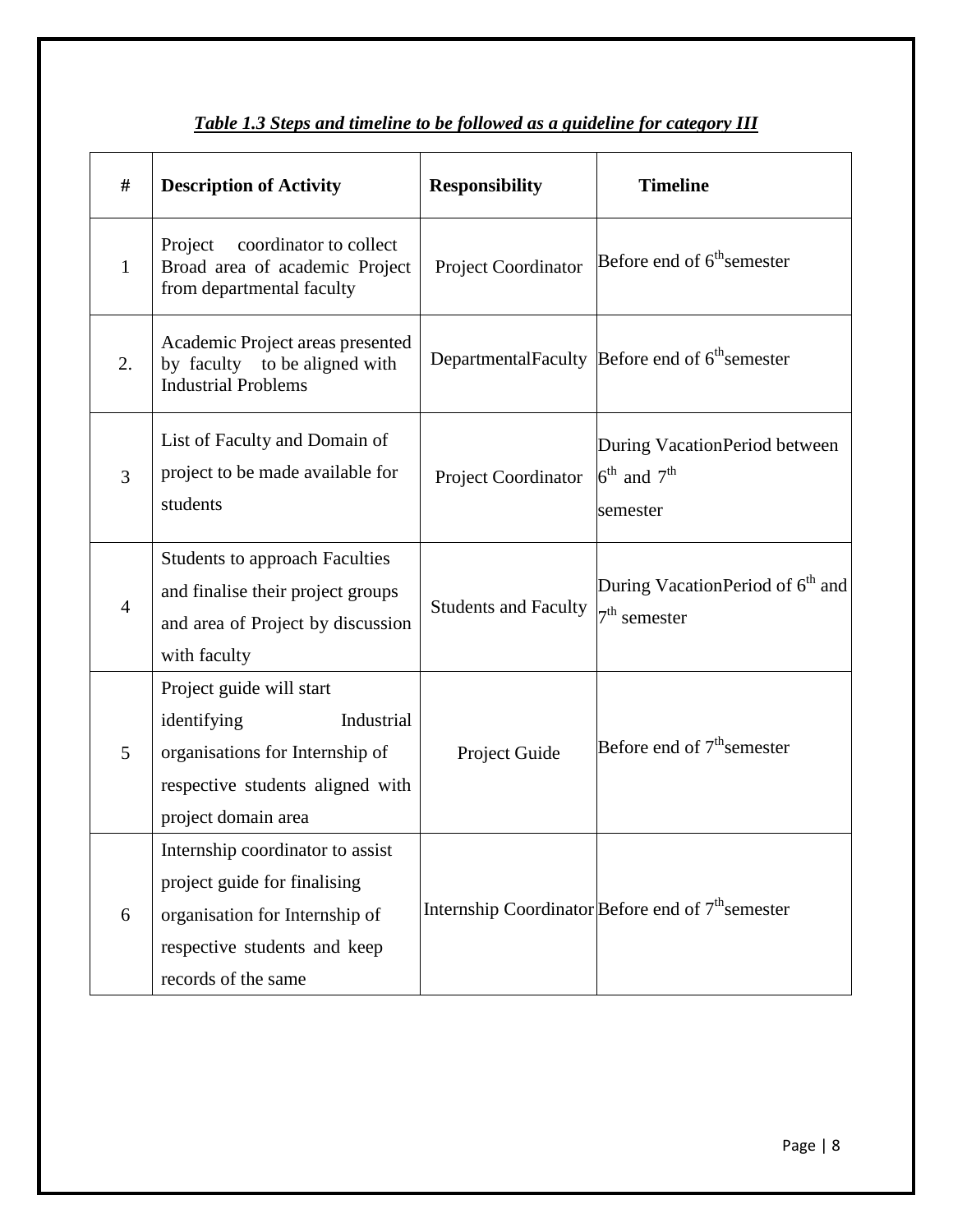***Table 1.3 Steps and timeline to be followed as a guideline for category III***

| # | Description of Activity | Responsibility | Timeline |
|---|---|---|---|
| 1 | Project coordinator to collect Broad area of academic Project from departmental faculty | Project Coordinator | Before end of 6$^{th}$semester |
| 2. | Academic Project areas presented by faculty to be aligned with Industrial Problems | DepartmentalFaculty | Before end of 6$^{th}$semester |
| 3 | List of Faculty and Domain of project to be made available for students | Project Coordinator | During VacationPeriod between 6$^{th}$ and 7$^{th}$ semester |
| 4 | Students to approach Faculties and finalise their project groups and area of Project by discussion with faculty | Students and Faculty | During VacationPeriod of 6$^{th}$ and 7$^{th}$ semester |
| 5 | Project guide will start identifying Industrial organisations for Internship of respective students aligned with project domain area | Project Guide | Before end of 7$^{th}$semester |
| 6 | Internship coordinator to assist project guide for finalising organisation for Internship of respective students and keep records of the same | Internship Coordinator | Before end of 7$^{th}$semester |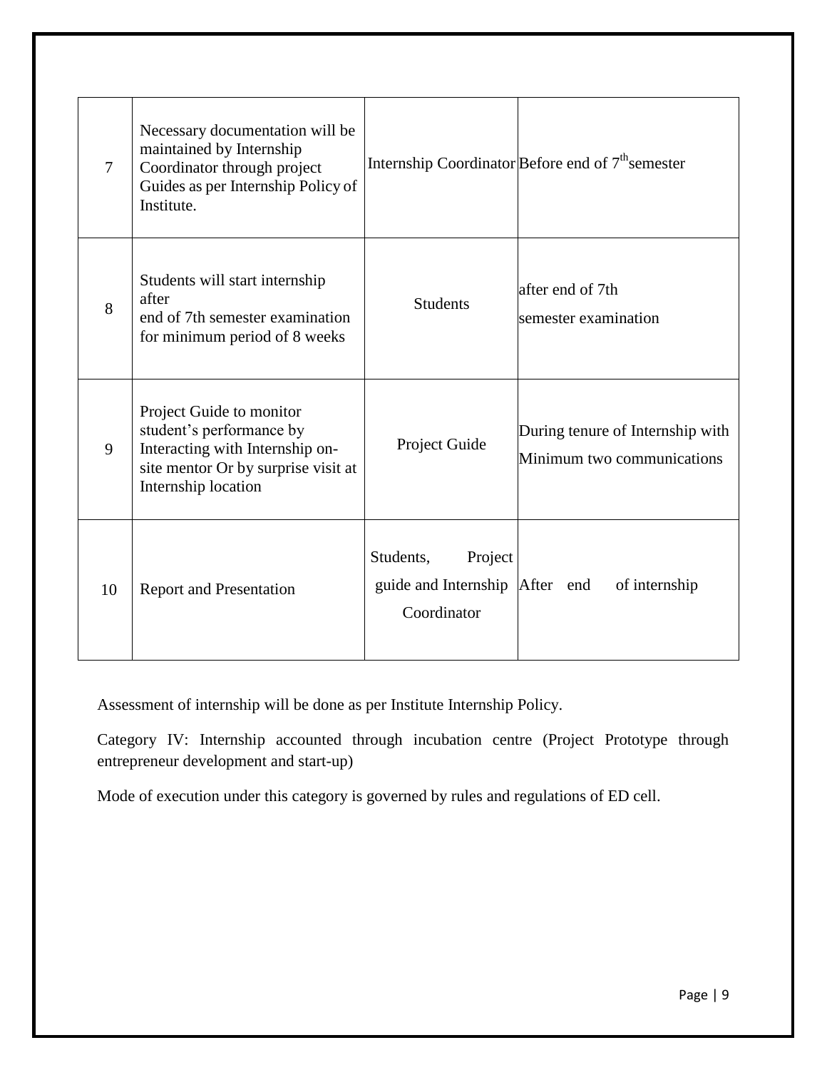| 7 | Necessary documentation will be maintained by Internship Coordinator through project Guides as per Internship Policy of Institute. | Internship Coordinator | Before end of 7th semester |
|---|---|---|---|
| 8 | Students will start internship after end of 7th semester examination for minimum period of 8 weeks | Students | after end of 7th semester examination |
| 9 | Project Guide to monitor student's performance by Interacting with Internship on-site mentor Or by surprise visit at Internship location | Project Guide | During tenure of Internship with Minimum two communications |
| 10 | Report and Presentation | Students, Project guide and Internship Coordinator | After end of internship |

Assessment of internship will be done as per Institute Internship Policy.

Category IV: Internship accounted through incubation centre (Project Prototype through entrepreneur development and start-up)

Mode of execution under this category is governed by rules and regulations of ED cell.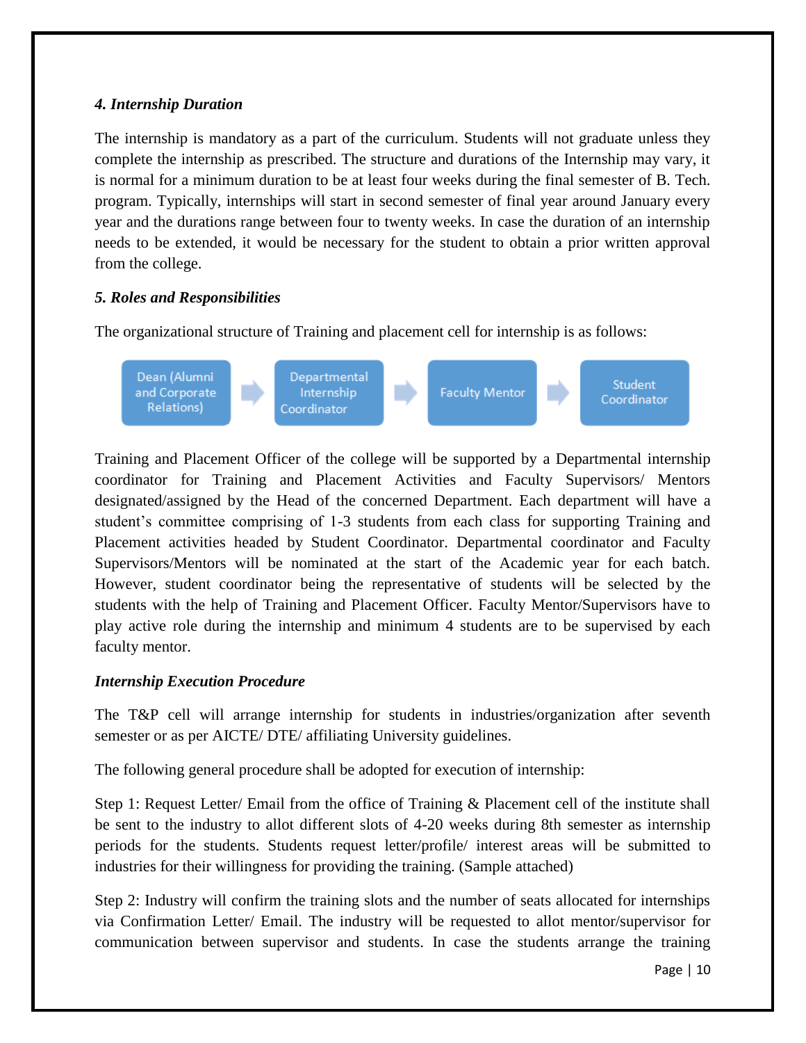### *4. Internship Duration*

The internship is mandatory as a part of the curriculum. Students will not graduate unless they complete the internship as prescribed. The structure and durations of the Internship may vary, it is normal for a minimum duration to be at least four weeks during the final semester of B. Tech. program. Typically, internships will start in second semester of final year around January every year and the durations range between four to twenty weeks. In case the duration of an internship needs to be extended, it would be necessary for the student to obtain a prior written approval from the college.

### *5. Roles and Responsibilities*

The organizational structure of Training and placement cell for internship is as follows:

Dean (Alumni and Corporate Relations) → Departmental Internship Coordinator → Faculty Mentor → Student Coordinator

Training and Placement Officer of the college will be supported by a Departmental internship coordinator for Training and Placement Activities and Faculty Supervisors/ Mentors designated/assigned by the Head of the concerned Department. Each department will have a student's committee comprising of 1-3 students from each class for supporting Training and Placement activities headed by Student Coordinator. Departmental coordinator and Faculty Supervisors/Mentors will be nominated at the start of the Academic year for each batch. However, student coordinator being the representative of students will be selected by the students with the help of Training and Placement Officer. Faculty Mentor/Supervisors have to play active role during the internship and minimum 4 students are to be supervised by each faculty mentor.

### *Internship Execution Procedure*

The T&P cell will arrange internship for students in industries/organization after seventh semester or as per AICTE/ DTE/ affiliating University guidelines.

The following general procedure shall be adopted for execution of internship:

Step 1: Request Letter/ Email from the office of Training & Placement cell of the institute shall be sent to the industry to allot different slots of 4-20 weeks during 8th semester as internship periods for the students. Students request letter/profile/ interest areas will be submitted to industries for their willingness for providing the training. (Sample attached)

Step 2: Industry will confirm the training slots and the number of seats allocated for internships via Confirmation Letter/ Email. The industry will be requested to allot mentor/supervisor for communication between supervisor and students. In case the students arrange the training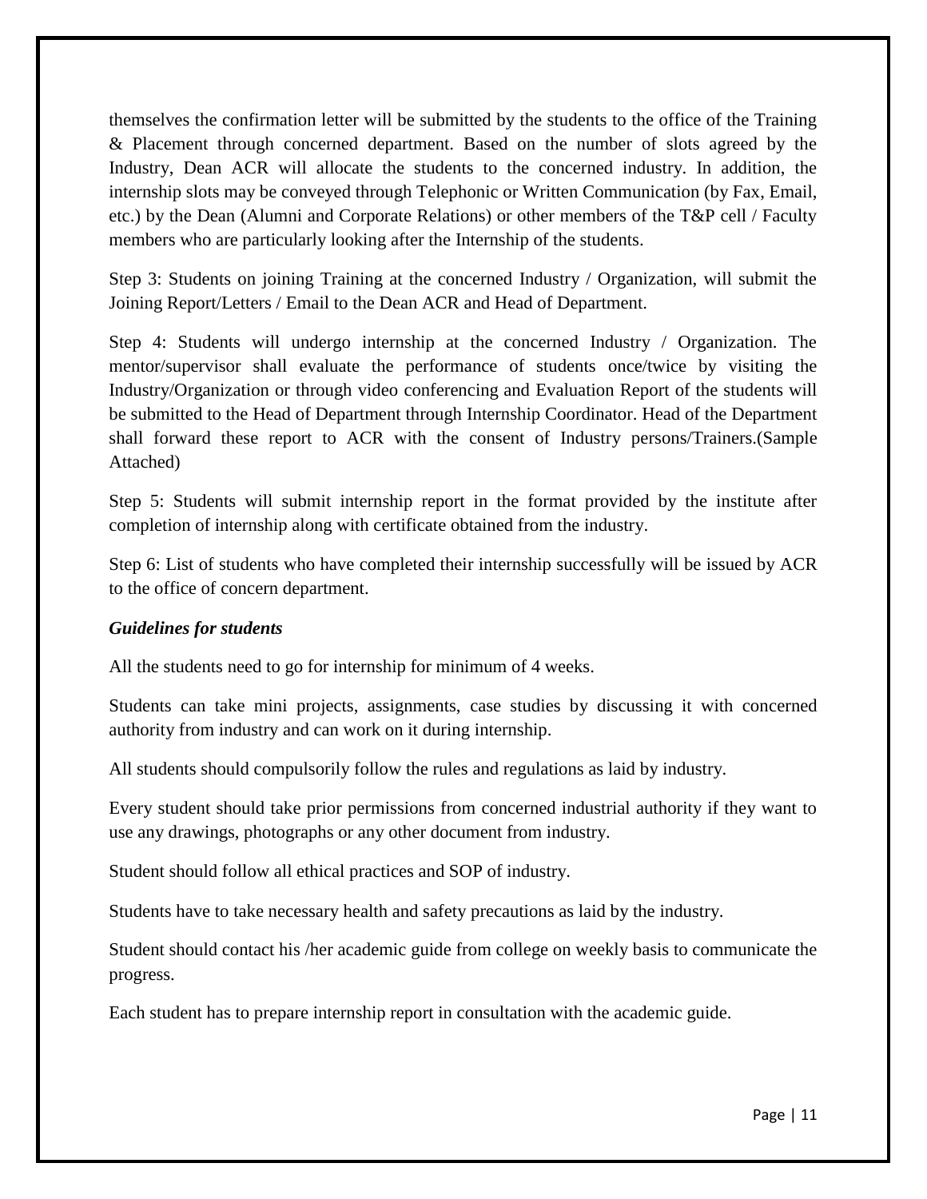themselves the confirmation letter will be submitted by the students to the office of the Training & Placement through concerned department. Based on the number of slots agreed by the Industry, Dean ACR will allocate the students to the concerned industry. In addition, the internship slots may be conveyed through Telephonic or Written Communication (by Fax, Email, etc.) by the Dean (Alumni and Corporate Relations) or other members of the T&P cell / Faculty members who are particularly looking after the Internship of the students.

Step 3: Students on joining Training at the concerned Industry / Organization, will submit the Joining Report/Letters / Email to the Dean ACR and Head of Department.

Step 4: Students will undergo internship at the concerned Industry / Organization. The mentor/supervisor shall evaluate the performance of students once/twice by visiting the Industry/Organization or through video conferencing and Evaluation Report of the students will be submitted to the Head of Department through Internship Coordinator. Head of the Department shall forward these report to ACR with the consent of Industry persons/Trainers.(Sample Attached)

Step 5: Students will submit internship report in the format provided by the institute after completion of internship along with certificate obtained from the industry.

Step 6: List of students who have completed their internship successfully will be issued by ACR to the office of concern department.

***Guidelines for students***

All the students need to go for internship for minimum of 4 weeks.

Students can take mini projects, assignments, case studies by discussing it with concerned authority from industry and can work on it during internship.

All students should compulsorily follow the rules and regulations as laid by industry.

Every student should take prior permissions from concerned industrial authority if they want to use any drawings, photographs or any other document from industry.

Student should follow all ethical practices and SOP of industry.

Students have to take necessary health and safety precautions as laid by the industry.

Student should contact his /her academic guide from college on weekly basis to communicate the progress.

Each student has to prepare internship report in consultation with the academic guide.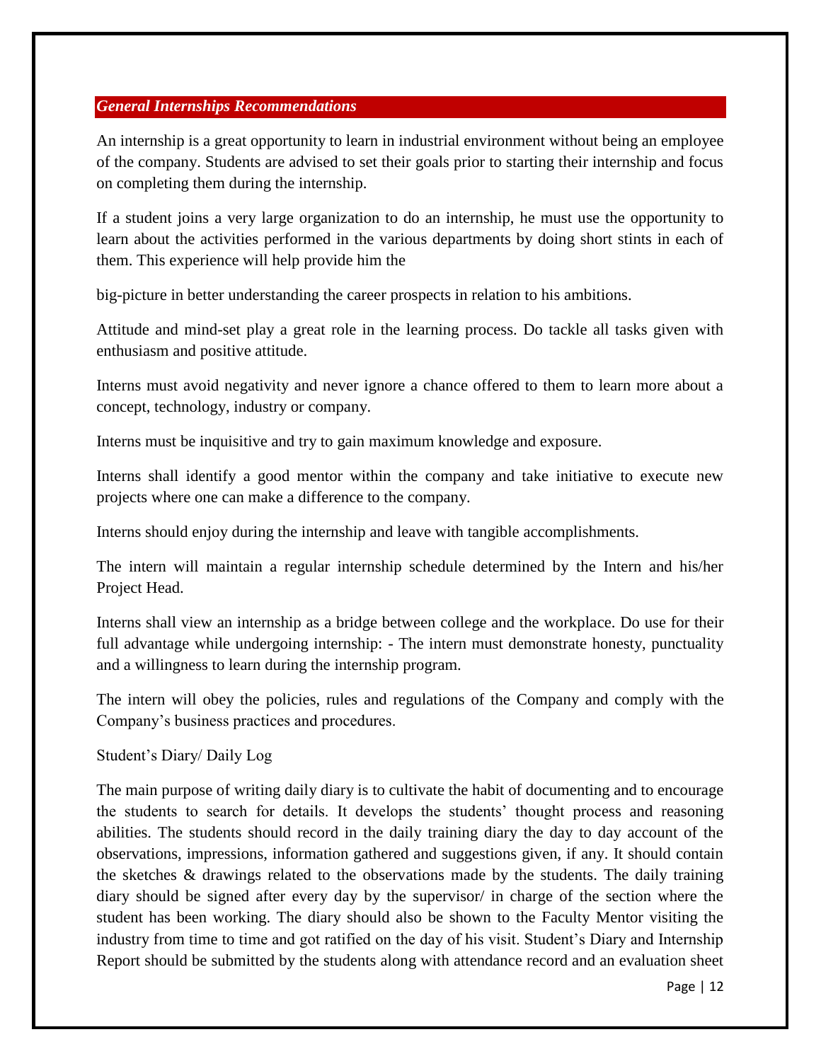## *General Internships Recommendations*

An internship is a great opportunity to learn in industrial environment without being an employee of the company. Students are advised to set their goals prior to starting their internship and focus on completing them during the internship.

If a student joins a very large organization to do an internship, he must use the opportunity to learn about the activities performed in the various departments by doing short stints in each of them. This experience will help provide him the

big-picture in better understanding the career prospects in relation to his ambitions.

Attitude and mind-set play a great role in the learning process. Do tackle all tasks given with enthusiasm and positive attitude.

Interns must avoid negativity and never ignore a chance offered to them to learn more about a concept, technology, industry or company.

Interns must be inquisitive and try to gain maximum knowledge and exposure.

Interns shall identify a good mentor within the company and take initiative to execute new projects where one can make a difference to the company.

Interns should enjoy during the internship and leave with tangible accomplishments.

The intern will maintain a regular internship schedule determined by the Intern and his/her Project Head.

Interns shall view an internship as a bridge between college and the workplace. Do use for their full advantage while undergoing internship: - The intern must demonstrate honesty, punctuality and a willingness to learn during the internship program.

The intern will obey the policies, rules and regulations of the Company and comply with the Company's business practices and procedures.

Student's Diary/ Daily Log

The main purpose of writing daily diary is to cultivate the habit of documenting and to encourage the students to search for details. It develops the students' thought process and reasoning abilities. The students should record in the daily training diary the day to day account of the observations, impressions, information gathered and suggestions given, if any. It should contain the sketches & drawings related to the observations made by the students. The daily training diary should be signed after every day by the supervisor/ in charge of the section where the student has been working. The diary should also be shown to the Faculty Mentor visiting the industry from time to time and got ratified on the day of his visit. Student's Diary and Internship Report should be submitted by the students along with attendance record and an evaluation sheet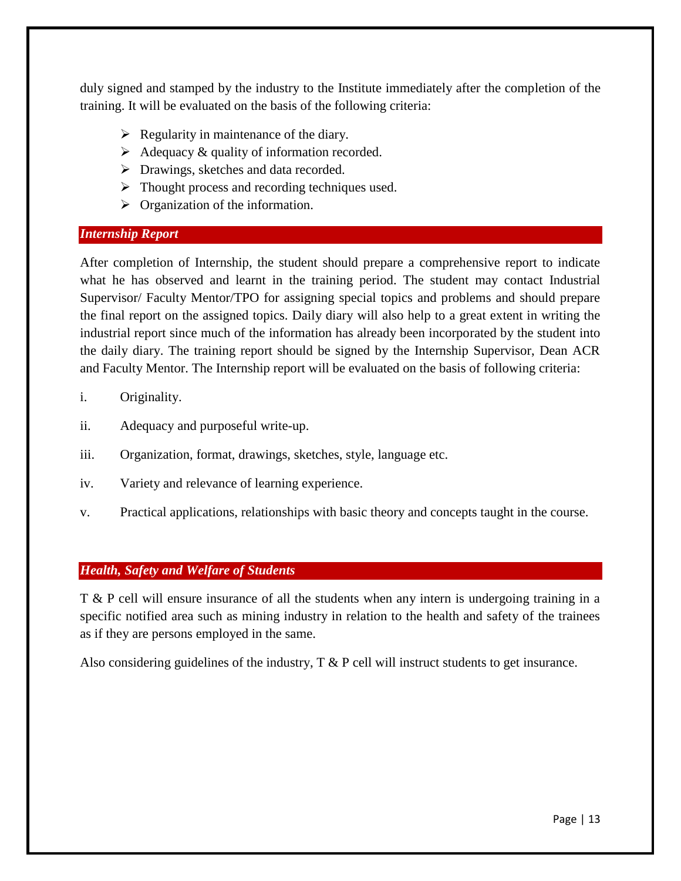duly signed and stamped by the industry to the Institute immediately after the completion of the training. It will be evaluated on the basis of the following criteria:

- Regularity in maintenance of the diary.
- Adequacy & quality of information recorded.
- Drawings, sketches and data recorded.
- Thought process and recording techniques used.
- Organization of the information.

### *Internship Report*

After completion of Internship, the student should prepare a comprehensive report to indicate what he has observed and learnt in the training period. The student may contact Industrial Supervisor/ Faculty Mentor/TPO for assigning special topics and problems and should prepare the final report on the assigned topics. Daily diary will also help to a great extent in writing the industrial report since much of the information has already been incorporated by the student into the daily diary. The training report should be signed by the Internship Supervisor, Dean ACR and Faculty Mentor. The Internship report will be evaluated on the basis of following criteria:

i. Originality.

ii. Adequacy and purposeful write-up.

iii. Organization, format, drawings, sketches, style, language etc.

iv. Variety and relevance of learning experience.

v. Practical applications, relationships with basic theory and concepts taught in the course.

### *Health, Safety and Welfare of Students*

T & P cell will ensure insurance of all the students when any intern is undergoing training in a specific notified area such as mining industry in relation to the health and safety of the trainees as if they are persons employed in the same.

Also considering guidelines of the industry, T & P cell will instruct students to get insurance.